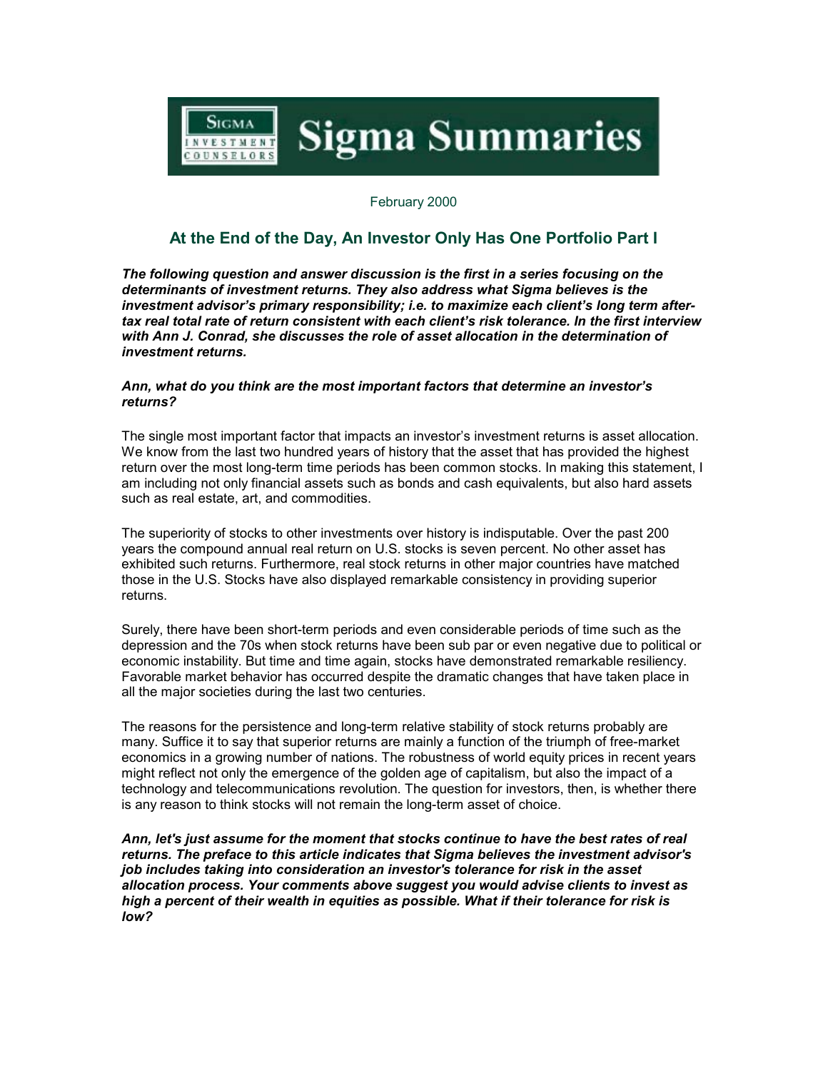# Sigma Summaries

February 2000

## At the End of the Day, An Investor Only Has One Portfolio Part I

***The following question and answer discussion is the first in a series focusing on the determinants of investment returns. They also address what Sigma believes is the investment advisor's primary responsibility; i.e. to maximize each client's long term after-tax real total rate of return consistent with each client's risk tolerance. In the first interview with Ann J. Conrad, she discusses the role of asset allocation in the determination of investment returns.***

***Ann, what do you think are the most important factors that determine an investor's returns?***

The single most important factor that impacts an investor's investment returns is asset allocation. We know from the last two hundred years of history that the asset that has provided the highest return over the most long-term time periods has been common stocks. In making this statement, I am including not only financial assets such as bonds and cash equivalents, but also hard assets such as real estate, art, and commodities.

The superiority of stocks to other investments over history is indisputable. Over the past 200 years the compound annual real return on U.S. stocks is seven percent. No other asset has exhibited such returns. Furthermore, real stock returns in other major countries have matched those in the U.S. Stocks have also displayed remarkable consistency in providing superior returns.

Surely, there have been short-term periods and even considerable periods of time such as the depression and the 70s when stock returns have been sub par or even negative due to political or economic instability. But time and time again, stocks have demonstrated remarkable resiliency. Favorable market behavior has occurred despite the dramatic changes that have taken place in all the major societies during the last two centuries.

The reasons for the persistence and long-term relative stability of stock returns probably are many. Suffice it to say that superior returns are mainly a function of the triumph of free-market economics in a growing number of nations. The robustness of world equity prices in recent years might reflect not only the emergence of the golden age of capitalism, but also the impact of a technology and telecommunications revolution. The question for investors, then, is whether there is any reason to think stocks will not remain the long-term asset of choice.

***Ann, let's just assume for the moment that stocks continue to have the best rates of real returns. The preface to this article indicates that Sigma believes the investment advisor's job includes taking into consideration an investor's tolerance for risk in the asset allocation process. Your comments above suggest you would advise clients to invest as high a percent of their wealth in equities as possible. What if their tolerance for risk is low?***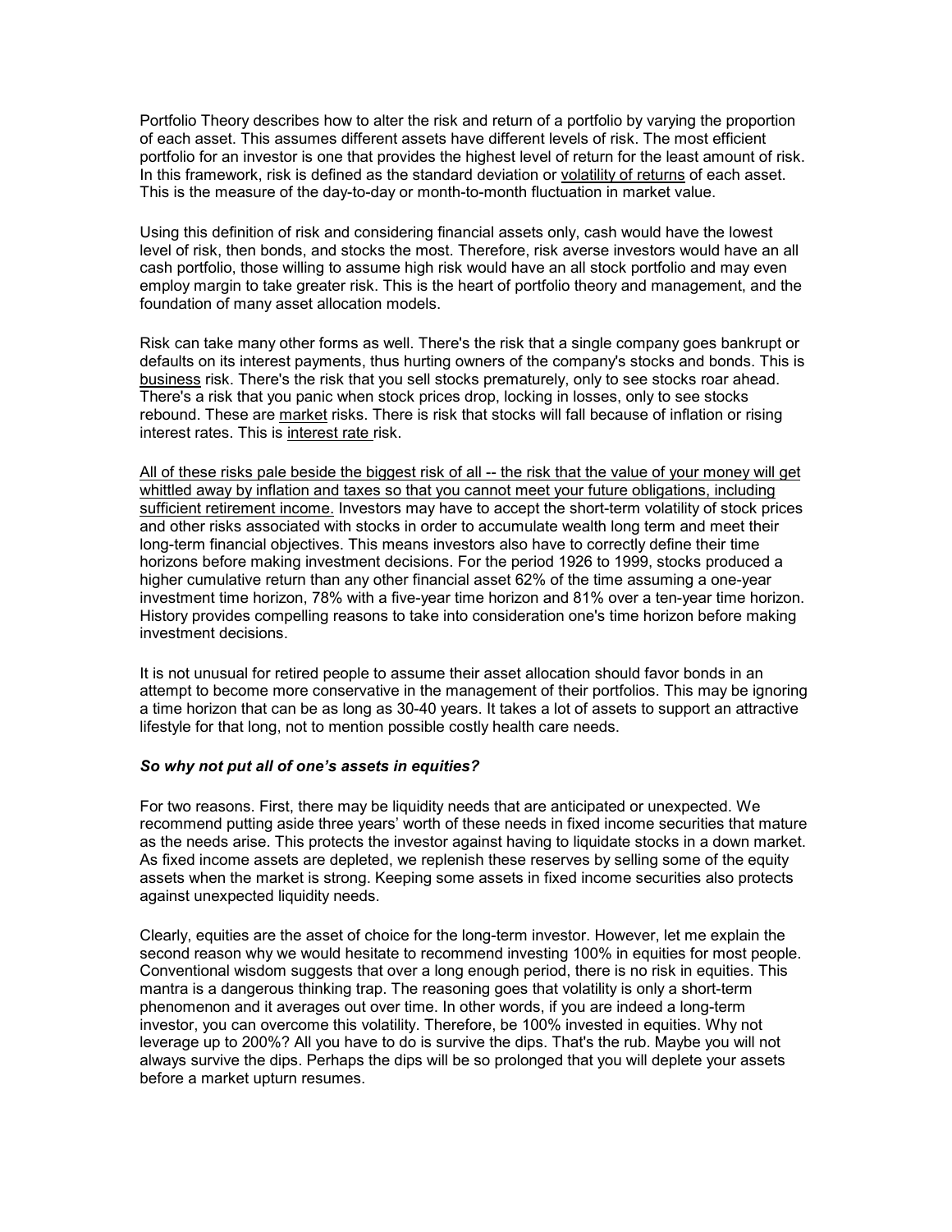Portfolio Theory describes how to alter the risk and return of a portfolio by varying the proportion of each asset. This assumes different assets have different levels of risk. The most efficient portfolio for an investor is one that provides the highest level of return for the least amount of risk. In this framework, risk is defined as the standard deviation or <u>volatility of returns</u> of each asset. This is the measure of the day-to-day or month-to-month fluctuation in market value.

Using this definition of risk and considering financial assets only, cash would have the lowest level of risk, then bonds, and stocks the most. Therefore, risk averse investors would have an all cash portfolio, those willing to assume high risk would have an all stock portfolio and may even employ margin to take greater risk. This is the heart of portfolio theory and management, and the foundation of many asset allocation models.

Risk can take many other forms as well. There's the risk that a single company goes bankrupt or defaults on its interest payments, thus hurting owners of the company's stocks and bonds. This is <u>business</u> risk. There's the risk that you sell stocks prematurely, only to see stocks roar ahead. There's a risk that you panic when stock prices drop, locking in losses, only to see stocks rebound. These are <u>market</u> risks. There is risk that stocks will fall because of inflation or rising interest rates. This is <u>interest rate</u> risk.

<u>All of these risks pale beside the biggest risk of all -- the risk that the value of your money will get whittled away by inflation and taxes so that you cannot meet your future obligations, including sufficient retirement income.</u> Investors may have to accept the short-term volatility of stock prices and other risks associated with stocks in order to accumulate wealth long term and meet their long-term financial objectives. This means investors also have to correctly define their time horizons before making investment decisions. For the period 1926 to 1999, stocks produced a higher cumulative return than any other financial asset 62% of the time assuming a one-year investment time horizon, 78% with a five-year time horizon and 81% over a ten-year time horizon. History provides compelling reasons to take into consideration one's time horizon before making investment decisions.

It is not unusual for retired people to assume their asset allocation should favor bonds in an attempt to become more conservative in the management of their portfolios. This may be ignoring a time horizon that can be as long as 30-40 years. It takes a lot of assets to support an attractive lifestyle for that long, not to mention possible costly health care needs.

***So why not put all of one's assets in equities?***

For two reasons. First, there may be liquidity needs that are anticipated or unexpected. We recommend putting aside three years' worth of these needs in fixed income securities that mature as the needs arise. This protects the investor against having to liquidate stocks in a down market. As fixed income assets are depleted, we replenish these reserves by selling some of the equity assets when the market is strong. Keeping some assets in fixed income securities also protects against unexpected liquidity needs.

Clearly, equities are the asset of choice for the long-term investor. However, let me explain the second reason why we would hesitate to recommend investing 100% in equities for most people. Conventional wisdom suggests that over a long enough period, there is no risk in equities. This mantra is a dangerous thinking trap. The reasoning goes that volatility is only a short-term phenomenon and it averages out over time. In other words, if you are indeed a long-term investor, you can overcome this volatility. Therefore, be 100% invested in equities. Why not leverage up to 200%? All you have to do is survive the dips. That's the rub. Maybe you will not always survive the dips. Perhaps the dips will be so prolonged that you will deplete your assets before a market upturn resumes.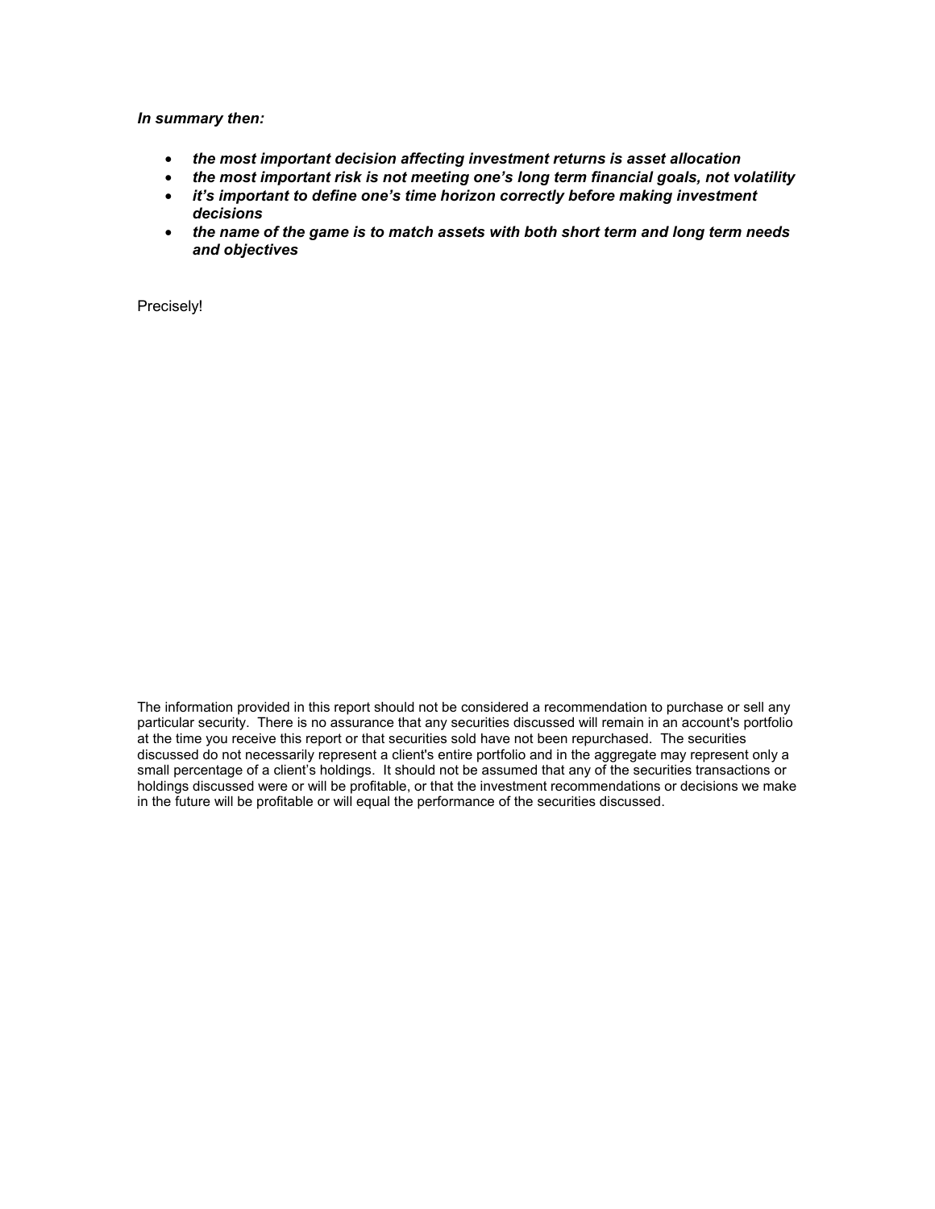***In summary then:***

- ***the most important decision affecting investment returns is asset allocation***
- ***the most important risk is not meeting one's long term financial goals, not volatility***
- ***it's important to define one's time horizon correctly before making investment decisions***
- ***the name of the game is to match assets with both short term and long term needs and objectives***

Precisely!

The information provided in this report should not be considered a recommendation to purchase or sell any particular security. There is no assurance that any securities discussed will remain in an account's portfolio at the time you receive this report or that securities sold have not been repurchased. The securities discussed do not necessarily represent a client's entire portfolio and in the aggregate may represent only a small percentage of a client's holdings. It should not be assumed that any of the securities transactions or holdings discussed were or will be profitable, or that the investment recommendations or decisions we make in the future will be profitable or will equal the performance of the securities discussed.